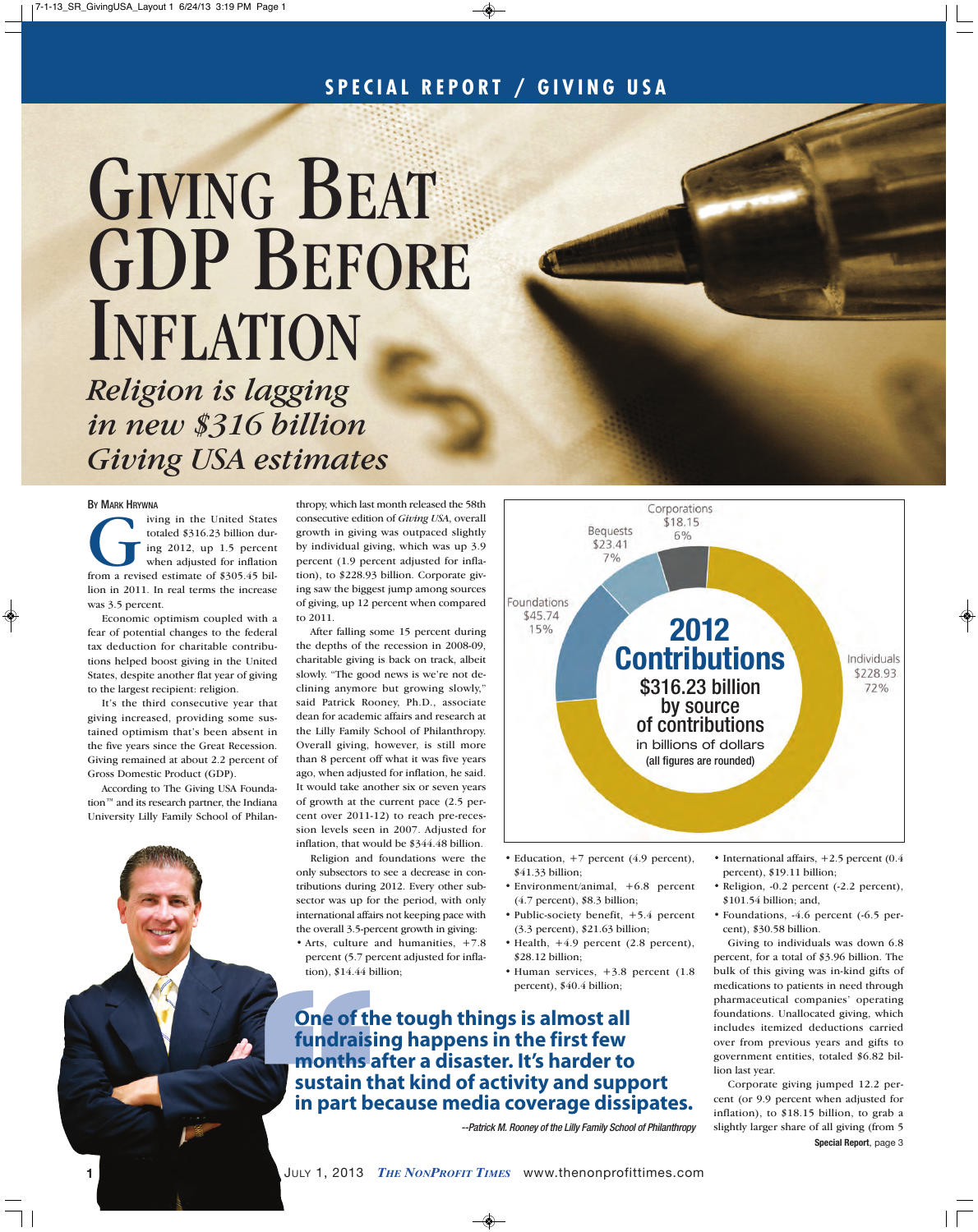SPECIAL REPORT / GIVING USA

# Giving Beat GDP Before Inflation

## *Religion is lagging in new $316 billion Giving USA estimates*

By Mark Hrywna

Giving in the United States totaled $316.23 billion during 2012, up 1.5 percent when adjusted for inflation from a revised estimate of $305.45 billion in 2011. In real terms the increase was 3.5 percent.

Economic optimism coupled with a fear of potential changes to the federal tax deduction for charitable contributions helped boost giving in the United States, despite another flat year of giving to the largest recipient: religion.

It's the third consecutive year that giving increased, providing some sustained optimism that's been absent in the five years since the Great Recession. Giving remained at about 2.2 percent of Gross Domestic Product (GDP).

According to The Giving USA Foundation™ and its research partner, the Indiana University Lilly Family School of Philanthropy, which last month released the 58th consecutive edition of *Giving USA*, overall growth in giving was outpaced slightly by individual giving, which was up 3.9 percent (1.9 percent adjusted for inflation), to $228.93 billion. Corporate giving saw the biggest jump among sources of giving, up 12 percent when compared to 2011.

After falling some 15 percent during the depths of the recession in 2008-09, charitable giving is back on track, albeit slowly. "The good news is we're not declining anymore but growing slowly," said Patrick Rooney, Ph.D., associate dean for academic affairs and research at the Lilly Family School of Philanthropy. Overall giving, however, is still more than 8 percent off what it was five years ago, when adjusted for inflation, he said. It would take another six or seven years of growth at the current pace (2.5 percent over 2011-12) to reach pre-recession levels seen in 2007. Adjusted for inflation, that would be $344.48 billion.

**2012 Contributions**
**$316.23 billion by source of contributions**
in billions of dollars
(all figures are rounded)

| Source | Amount | Share |
|---|---|---|
| Individuals | $228.93 | 72% |
| Foundations | $45.74 | 15% |
| Bequests | $23.41 | 7% |
| Corporations | $18.15 | 6% |

Religion and foundations were the only subsectors to see a decrease in contributions during 2012. Every other subsector was up for the period, with only international affairs not keeping pace with the overall 3.5-percent growth in giving:

- Arts, culture and humanities, +7.8 percent (5.7 percent adjusted for inflation), $14.44 billion;
- Education, +7 percent (4.9 percent), $41.33 billion;
- Environment/animal, +6.8 percent (4.7 percent), $8.3 billion;
- Public-society benefit, +5.4 percent (3.3 percent), $21.63 billion;
- Health, +4.9 percent (2.8 percent), $28.12 billion;
- Human services, +3.8 percent (1.8 percent), $40.4 billion;
- International affairs, +2.5 percent (0.4 percent), $19.11 billion;
- Religion, -0.2 percent (-2.2 percent), $101.54 billion; and,
- Foundations, -4.6 percent (-6.5 percent), $30.58 billion.

Giving to individuals was down 6.8 percent, for a total of $3.96 billion. The bulk of this giving was in-kind gifts of medications to patients in need through pharmaceutical companies' operating foundations. Unallocated giving, which includes itemized deductions carried over from previous years and gifts to government entities, totaled $6.82 billion last year.

Corporate giving jumped 12.2 percent (or 9.9 percent when adjusted for inflation), to $18.15 billion, to grab a slightly larger share of all giving (from 5

**Special Report**, page 3

> **One of the tough things is almost all fundraising happens in the first few months after a disaster. It's harder to sustain that kind of activity and support in part because media coverage dissipates.**
>
> *--Patrick M. Rooney of the Lilly Family School of Philanthropy*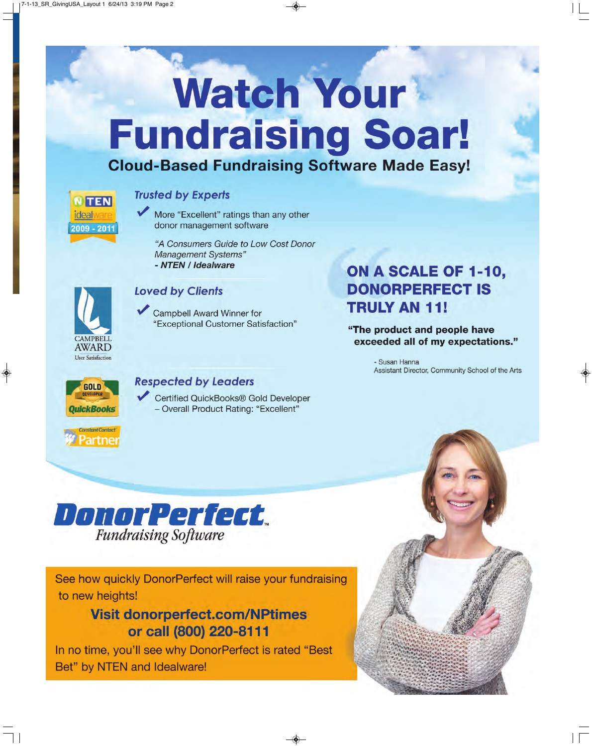# Watch Your Fundraising Soar!

## Cloud-Based Fundraising Software Made Easy!

NTEN idealware 2009 - 2011

### *Trusted by Experts*

✔ More "Excellent" ratings than any other donor management software

*"A Consumers Guide to Low Cost Donor Management Systems"*
***- NTEN / Idealware***

CAMPBELL AWARD User Satisfaction

### *Loved by Clients*

✔ Campbell Award Winner for "Exceptional Customer Satisfaction"

GOLD DEVELOPER QuickBooks

Constant Contact Partner

### *Respected by Leaders*

✔ Certified QuickBooks® Gold Developer – Overall Product Rating: "Excellent"

**ON A SCALE OF 1-10, DONORPERFECT IS TRULY AN 11!**

**"The product and people have exceeded all of my expectations."**

- Susan Hanna
Assistant Director, Community School of the Arts

**DonorPerfect**™
*Fundraising Software*

See how quickly DonorPerfect will raise your fundraising to new heights!

**Visit donorperfect.com/NPtimes or call (800) 220-8111**

In no time, you'll see why DonorPerfect is rated "Best Bet" by NTEN and Idealware!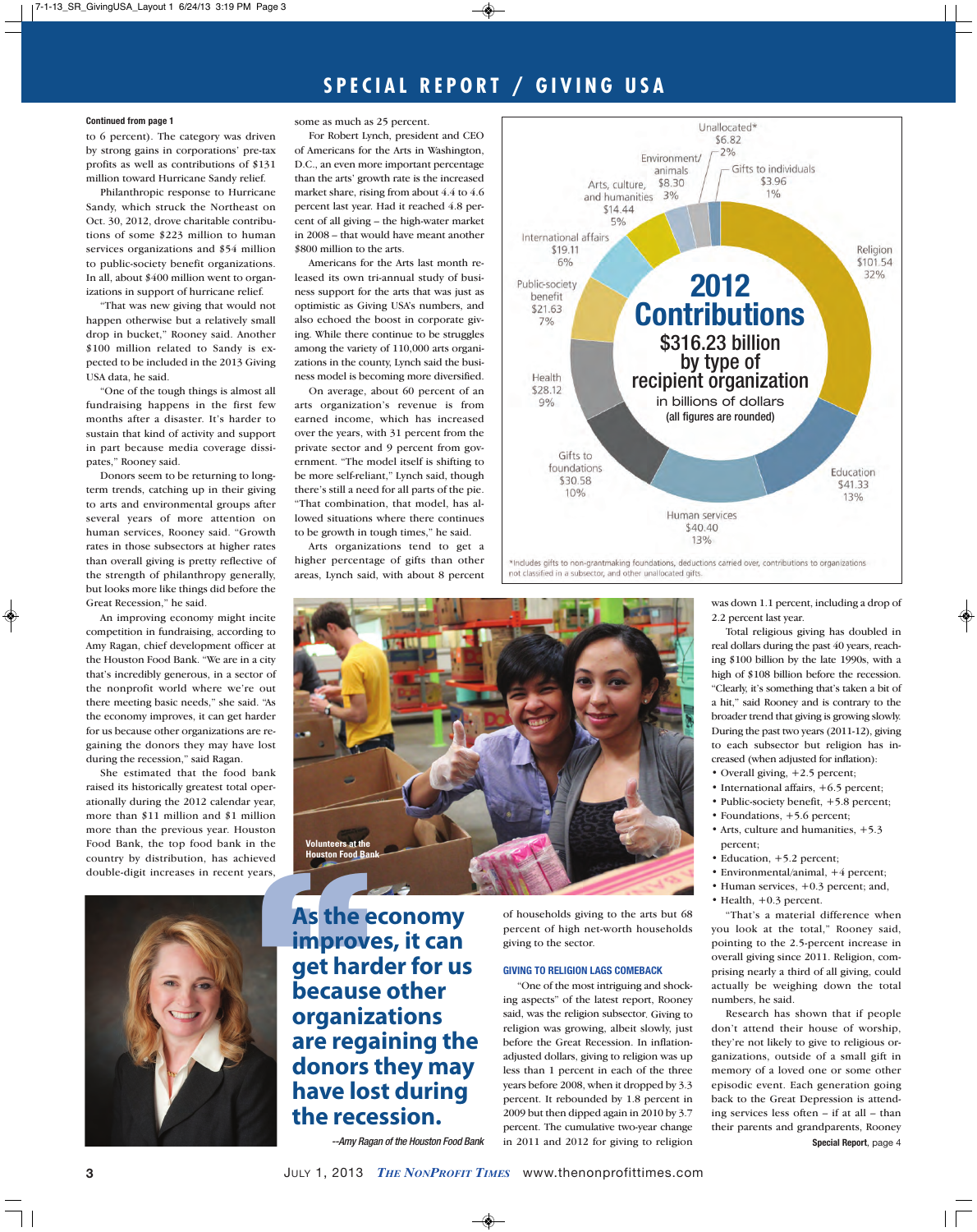## SPECIAL REPORT / GIVING USA

**Continued from page 1**

to 6 percent). The category was driven by strong gains in corporations' pre-tax profits as well as contributions of $131 million toward Hurricane Sandy relief.

Philanthropic response to Hurricane Sandy, which struck the Northeast on Oct. 30, 2012, drove charitable contributions of some $223 million to human services organizations and $54 million to public-society benefit organizations. In all, about $400 million went to organizations in support of hurricane relief.

"That was new giving that would not happen otherwise but a relatively small drop in bucket," Rooney said. Another $100 million related to Sandy is expected to be included in the 2013 Giving USA data, he said.

"One of the tough things is almost all fundraising happens in the first few months after a disaster. It's harder to sustain that kind of activity and support in part because media coverage dissipates," Rooney said.

Donors seem to be returning to long-term trends, catching up in their giving to arts and environmental groups after several years of more attention on human services, Rooney said. "Growth rates in those subsectors at higher rates than overall giving is pretty reflective of the strength of philanthropy generally, but looks more like things did before the Great Recession," he said.

An improving economy might incite competition in fundraising, according to Amy Ragan, chief development officer at the Houston Food Bank. "We are in a city that's incredibly generous, in a sector of the nonprofit world where we're out there meeting basic needs," she said. "As the economy improves, it can get harder for us because other organizations are regaining the donors they may have lost during the recession," said Ragan.

She estimated that the food bank raised its historically greatest total operationally during the 2012 calendar year, more than $11 million and $1 million more than the previous year. Houston Food Bank, the top food bank in the country by distribution, has achieved double-digit increases in recent years, some as much as 25 percent.

For Robert Lynch, president and CEO of Americans for the Arts in Washington, D.C., an even more important percentage than the arts' growth rate is the increased market share, rising from about 4.4 to 4.6 percent last year. Had it reached 4.8 percent of all giving – the high-water market in 2008 – that would have meant another $800 million to the arts.

Americans for the Arts last month released its own tri-annual study of business support for the arts that was just as optimistic as Giving USA's numbers, and also echoed the boost in corporate giving. While there continue to be struggles among the variety of 110,000 arts organizations in the county, Lynch said the business model is becoming more diversified.

On average, about 60 percent of an arts organization's revenue is from earned income, which has increased over the years, with 31 percent from the private sector and 9 percent from government. "The model itself is shifting to be more self-reliant," Lynch said, though there's still a need for all parts of the pie. "That combination, that model, has allowed situations where there continues to be growth in tough times," he said.

Arts organizations tend to get a higher percentage of gifts than other areas, Lynch said, with about 8 percent of households giving to the arts but 68 percent of high net-worth households giving to the sector.

**2012 Contributions**
**$316.23 billion by type of recipient organization**
in billions of dollars (all figures are rounded)

| Recipient | Amount | Share |
|---|---|---|
| Religion | $101.54 | 32% |
| Education | $41.33 | 13% |
| Human services | $40.40 | 13% |
| Gifts to foundations | $30.58 | 10% |
| Health | $28.12 | 9% |
| Public-society benefit | $21.63 | 7% |
| International affairs | $19.11 | 6% |
| Arts, culture, and humanities | $14.44 | 5% |
| Environment/animals | $8.30 | 3% |
| Unallocated* | $6.82 | 2% |
| Gifts to individuals | $3.96 | 1% |

*Includes gifts to non-grantmaking foundations, deductions carried over, contributions to organizations not classified in a subsector, and other unallocated gifts.

Volunteers at the Houston Food Bank

> **As the economy improves, it can get harder for us because other organizations are regaining the donors they may have lost during the recession.**
>
> *--Amy Ragan of the Houston Food Bank*

### GIVING TO RELIGION LAGS COMEBACK

"One of the most intriguing and shocking aspects" of the latest report, Rooney said, was the religion subsector. Giving to religion was growing, albeit slowly, just before the Great Recession. In inflation-adjusted dollars, giving to religion was up less than 1 percent in each of the three years before 2008, when it dropped by 3.3 percent. It rebounded by 1.8 percent in 2009 but then dipped again in 2010 by 3.7 percent. The cumulative two-year change in 2011 and 2012 for giving to religion was down 1.1 percent, including a drop of 2.2 percent last year.

Total religious giving has doubled in real dollars during the past 40 years, reaching $100 billion by the late 1990s, with a high of $108 billion before the recession. "Clearly, it's something that's taken a bit of a hit," said Rooney and is contrary to the broader trend that giving is growing slowly. During the past two years (2011-12), giving to each subsector but religion has increased (when adjusted for inflation):

- Overall giving, +2.5 percent;
- International affairs, +6.5 percent;
- Public-society benefit, +5.8 percent;
- Foundations, +5.6 percent;
- Arts, culture and humanities, +5.3 percent;
- Education, +5.2 percent;
- Environmental/animal, +4 percent;
- Human services, +0.3 percent; and,
- Health, +0.3 percent.

"That's a material difference when you look at the total," Rooney said, pointing to the 2.5-percent increase in overall giving since 2011. Religion, comprising nearly a third of all giving, could actually be weighing down the total numbers, he said.

Research has shown that if people don't attend their house of worship, they're not likely to give to religious organizations, outside of a small gift in memory of a loved one or some other episodic event. Each generation going back to the Great Depression is attending services less often – if at all – than their parents and grandparents, Rooney

**Special Report**, page 4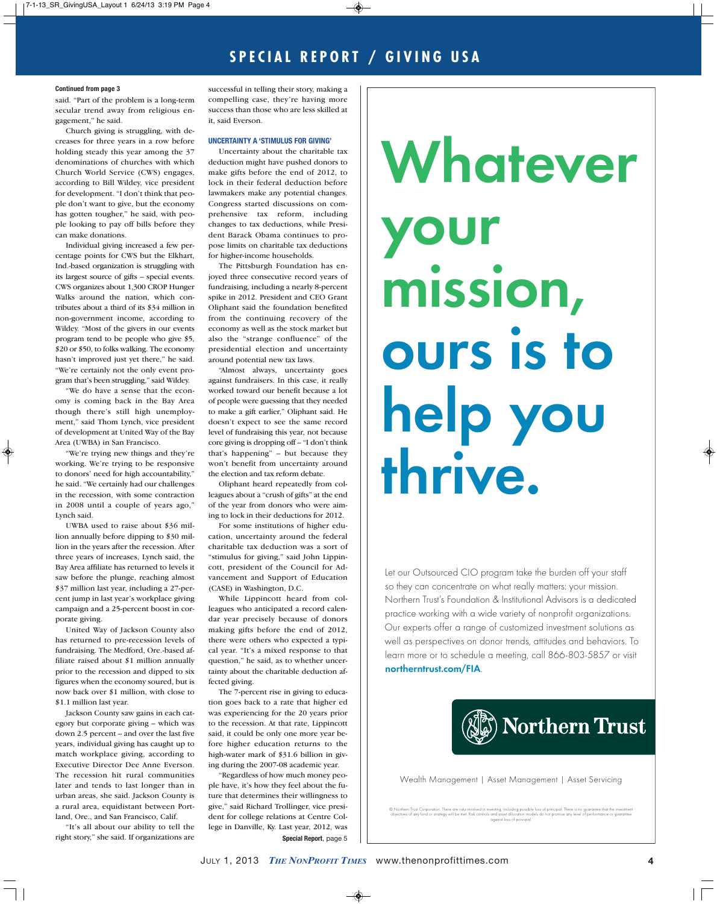## SPECIAL REPORT / GIVING USA

**Continued from page 3**

said. "Part of the problem is a long-term secular trend away from religious engagement," he said.

Church giving is struggling, with decreases for three years in a row before holding steady this year among the 37 denominations of churches with which Church World Service (CWS) engages, according to Bill Wildey, vice president for development. "I don't think that people don't want to give, but the economy has gotten tougher," he said, with people looking to pay off bills before they can make donations.

Individual giving increased a few percentage points for CWS but the Elkhart, Ind.-based organization is struggling with its largest source of gifts – special events. CWS organizes about 1,300 CROP Hunger Walks around the nation, which contributes about a third of its $34 million in non-government income, according to Wildey. "Most of the givers in our events program tend to be people who give $5, $20 or $50, to folks walking. The economy hasn't improved just yet there," he said. "We're certainly not the only event program that's been struggling," said Wildey.

"We do have a sense that the economy is coming back in the Bay Area though there's still high unemployment," said Thom Lynch, vice president of development at United Way of the Bay Area (UWBA) in San Francisco.

"We're trying new things and they're working. We're trying to be responsive to donors' need for high accountability," he said. "We certainly had our challenges in the recession, with some contraction in 2008 until a couple of years ago," Lynch said.

UWBA used to raise about $36 million annually before dipping to $30 million in the years after the recession. After three years of increases, Lynch said, the Bay Area affiliate has returned to levels it saw before the plunge, reaching almost $37 million last year, including a 27-percent jump in last year's workplace giving campaign and a 25-percent boost in corporate giving.

United Way of Jackson County also has returned to pre-recession levels of fundraising. The Medford, Ore.-based affiliate raised about $1 million annually prior to the recession and dipped to six figures when the economy soured, but is now back over $1 million, with close to $1.1 million last year.

Jackson County saw gains in each category but corporate giving – which was down 2.5 percent – and over the last five years, individual giving has caught up to match workplace giving, according to Executive Director Dee Anne Everson. The recession hit rural communities later and tends to last longer than in urban areas, she said. Jackson County is a rural area, equidistant between Portland, Ore., and San Francisco, Calif.

"It's all about our ability to tell the right story," she said. If organizations are successful in telling their story, making a compelling case, they're having more success than those who are less skilled at it, said Everson.

### UNCERTAINTY A 'STIMULUS FOR GIVING'

Uncertainty about the charitable tax deduction might have pushed donors to make gifts before the end of 2012, to lock in their federal deduction before lawmakers make any potential changes. Congress started discussions on comprehensive tax reform, including changes to tax deductions, while President Barack Obama continues to propose limits on charitable tax deductions for higher-income households.

The Pittsburgh Foundation has enjoyed three consecutive record years of fundraising, including a nearly 8-percent spike in 2012. President and CEO Grant Oliphant said the foundation benefited from the continuing recovery of the economy as well as the stock market but also the "strange confluence" of the presidential election and uncertainty around potential new tax laws.

"Almost always, uncertainty goes against fundraisers. In this case, it really worked toward our benefit because a lot of people were guessing that they needed to make a gift earlier," Oliphant said. He doesn't expect to see the same record level of fundraising this year, not because core giving is dropping off – "I don't think that's happening" – but because they won't benefit from uncertainty around the election and tax reform debate.

Oliphant heard repeatedly from colleagues about a "crush of gifts" at the end of the year from donors who were aiming to lock in their deductions for 2012.

For some institutions of higher education, uncertainty around the federal charitable tax deduction was a sort of "stimulus for giving," said John Lippincott, president of the Council for Advancement and Support of Education (CASE) in Washington, D.C.

While Lippincott heard from colleagues who anticipated a record calendar year precisely because of donors making gifts before the end of 2012, there were others who expected a typical year. "It's a mixed response to that question," he said, as to whether uncertainty about the charitable deduction affected giving.

The 7-percent rise in giving to education goes back to a rate that higher ed was experiencing for the 20 years prior to the recession. At that rate, Lippincott said, it could be only one more year before higher education returns to the high-water mark of $31.6 billion in giving during the 2007-08 academic year.

"Regardless of how much money people have, it's how they feel about the future that determines their willingness to give," said Richard Trollinger, vice president for college relations at Centre College in Danville, Ky. Last year, 2012, was

**Special Report**, page 5

---

# Whatever your mission, ours is to help you thrive.

Let our Outsourced CIO program take the burden off your staff so they can concentrate on what really matters: your mission. Northern Trust's Foundation & Institutional Advisors is a dedicated practice working with a wide variety of nonprofit organizations. Our experts offer a range of customized investment solutions as well as perspectives on donor trends, attitudes and behaviors. To learn more or to schedule a meeting, call 866-803-5857 or visit **northerntrust.com/FIA**.

**Northern Trust**

Wealth Management | Asset Management | Asset Servicing

© Northern Trust Corporation. There are risks involved in investing, including possible loss of principal. There is no guarantee that the investment objectives of any fund or strategy will be met. Risk controls and asset allocation models do not promise any level of performance or guarantee against loss of principal.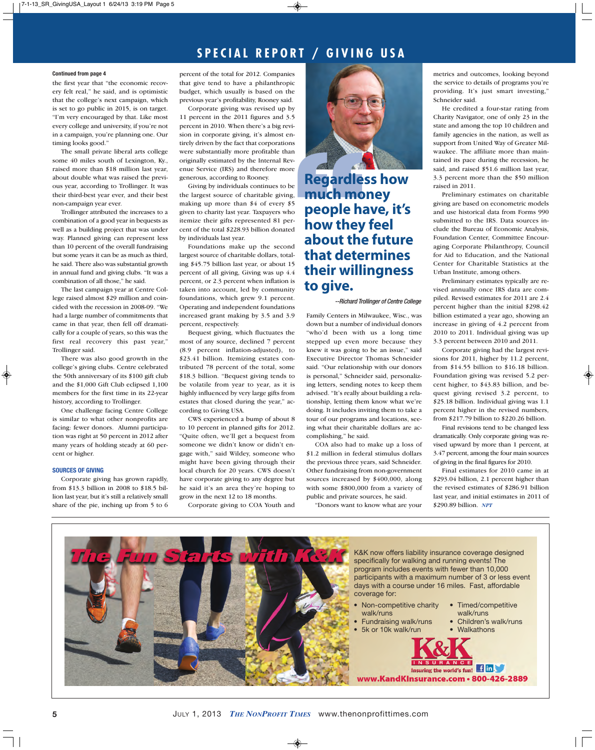## SPECIAL REPORT / GIVING USA

**Continued from page 4**

the first year that "the economic recovery felt real," he said, and is optimistic that the college's next campaign, which is set to go public in 2015, is on target. "I'm very encouraged by that. Like most every college and university, if you're not in a campaign, you're planning one. Our timing looks good."

The small private liberal arts college some 40 miles south of Lexington, Ky., raised more than $18 million last year, about double what was raised the previous year, according to Trollinger. It was their third-best year ever, and their best non-campaign year ever.

Trollinger attributed the increases to a combination of a good year in bequests as well as a building project that was under way. Planned giving can represent less than 10 percent of the overall fundraising but some years it can be as much as third, he said. There also was substantial growth in annual fund and giving clubs. "It was a combination of all those," he said.

The last campaign year at Centre College raised almost $29 million and coincided with the recession in 2008-09. "We had a large number of commitments that came in that year, then fell off dramatically for a couple of years, so this was the first real recovery this past year," Trollinger said.

There was also good growth in the college's giving clubs. Centre celebrated the 50th anniversary of its $100 gift club and the $1,000 Gift Club eclipsed 1,100 members for the first time in its 22-year history, according to Trollinger.

One challenge facing Centre College is similar to what other nonprofits are facing: fewer donors. Alumni participation was right at 50 percent in 2012 after many years of holding steady at 60 percent or higher.

### SOURCES OF GIVING

Corporate giving has grown rapidly, from $13.3 billion in 2008 to $18.5 billion last year, but it's still a relatively small share of the pie, inching up from 5 to 6 percent of the total for 2012. Companies that give tend to have a philanthropic budget, which usually is based on the previous year's profitability, Rooney said.

Corporate giving was revised up by 11 percent in the 2011 figures and 3.5 percent in 2010. When there's a big revision in corporate giving, it's almost entirely driven by the fact that corporations were substantially more profitable than originally estimated by the Internal Revenue Service (IRS) and therefore more generous, according to Rooney.

Giving by individuals continues to be the largest source of charitable giving, making up more than $4 of every $5 given to charity last year. Taxpayers who itemize their gifts represented 81 percent of the total $228.93 billion donated by individuals last year.

Foundations make up the second largest source of charitable dollars, totaling $45.75 billion last year, or about 15 percent of all giving, Giving was up 4.4 percent, or 2.3 percent when inflation is taken into account, led by community foundations, which grew 9.1 percent. Operating and independent foundations increased grant making by 3.5 and 3.9 percent, respectively.

Bequest giving, which fluctuates the most of any source, declined 7 percent (8.9 percent inflation-adjusted), to $23.41 billion. Itemizing estates contributed 78 percent of the total, some $18.3 billion. "Bequest giving tends to be volatile from year to year, as it is highly influenced by very large gifts from estates that closed during the year," according to Giving USA.

CWS experienced a bump of about 8 to 10 percent in planned gifts for 2012. "Quite often, we'll get a bequest from someone we didn't know or didn't engage with," said Wildey, someone who might have been giving through their local church for 20 years. CWS doesn't have corporate giving to any degree but he said it's an area they're hoping to grow in the next 12 to 18 months.

Corporate giving to COA Youth and Family Centers in Milwaukee, Wisc., was down but a number of individual donors "who'd been with us a long time stepped up even more because they knew it was going to be an issue," said Executive Director Thomas Schneider said. "Our relationship with our donors is personal," Schneider said, personalizing letters, sending notes to keep them advised. "It's really about building a relationship, letting them know what we're doing. It includes inviting them to take a tour of our programs and locations, seeing what their charitable dollars are accomplishing," he said.

> **Regardless how much money people have, it's how they feel about the future that determines their willingness to give.**
>
> *--Richard Trollinger of Centre College*

COA also had to make up a loss of $1.2 million in federal stimulus dollars the previous three years, said Schneider. Other fundraising from non-government sources increased by $400,000, along with some $800,000 from a variety of public and private sources, he said.

"Donors want to know what are your metrics and outcomes, looking beyond the service to details of programs you're providing. It's just smart investing," Schneider said.

He credited a four-star rating from Charity Navigator, one of only 23 in the state and among the top 10 children and family agencies in the nation, as well as support from United Way of Greater Milwaukee. The affiliate more than maintained its pace during the recession, he said, and raised $51.6 million last year, 3.3 percent more than the $50 million raised in 2011.

Preliminary estimates on charitable giving are based on econometric models and use historical data from Forms 990 submitted to the IRS. Data sources include the Bureau of Economic Analysis, Foundation Center, Committee Encouraging Corporate Philanthropy, Council for Aid to Education, and the National Center for Charitable Statistics at the Urban Institute, among others.

Preliminary estimates typically are revised annually once IRS data are compiled. Revised estimates for 2011 are 2.4 percent higher than the initial $298.42 billion estimated a year ago, showing an increase in giving of 4.2 percent from 2010 to 2011. Individual giving was up 3.3 percent between 2010 and 2011.

Corporate giving had the largest revisions for 2011, higher by 11.2 percent, from $14.55 billion to $16.18 billion. Foundation giving was revised 5.2 percent higher, to $43.83 billion, and bequest giving revised 3.2 percent, to $25.18 billion. Individual giving was 1.1 percent higher in the revised numbers, from $217.79 billion to $220.26 billion.

Final revisions tend to be changed less dramatically. Only corporate giving was revised upward by more than 1 percent, at 3.47 percent, among the four main sources of giving in the final figures for 2010.

Final estimates for 2010 came in at $293.04 billion, 2.1 percent higher than the revised estimates of $286.91 billion last year, and initial estimates in 2011 of $290.89 billion. *NPT*

---

**The Fun Starts with K&K**

K&K now offers liability insurance coverage designed specifically for walking and running events! The program includes events with fewer than 10,000 participants with a maximum number of 3 or less event days with a course under 16 miles. Fast, affordable coverage for:

- Non-competitive charity walk/runs
- Fundraising walk/runs
- 5k or 10k walk/run
- Timed/competitive walk/runs
- Children's walk/runs
- Walkathons

K&K INSURANCE — Insuring the world's fun!

www.KandKInsurance.com • 800-426-2889